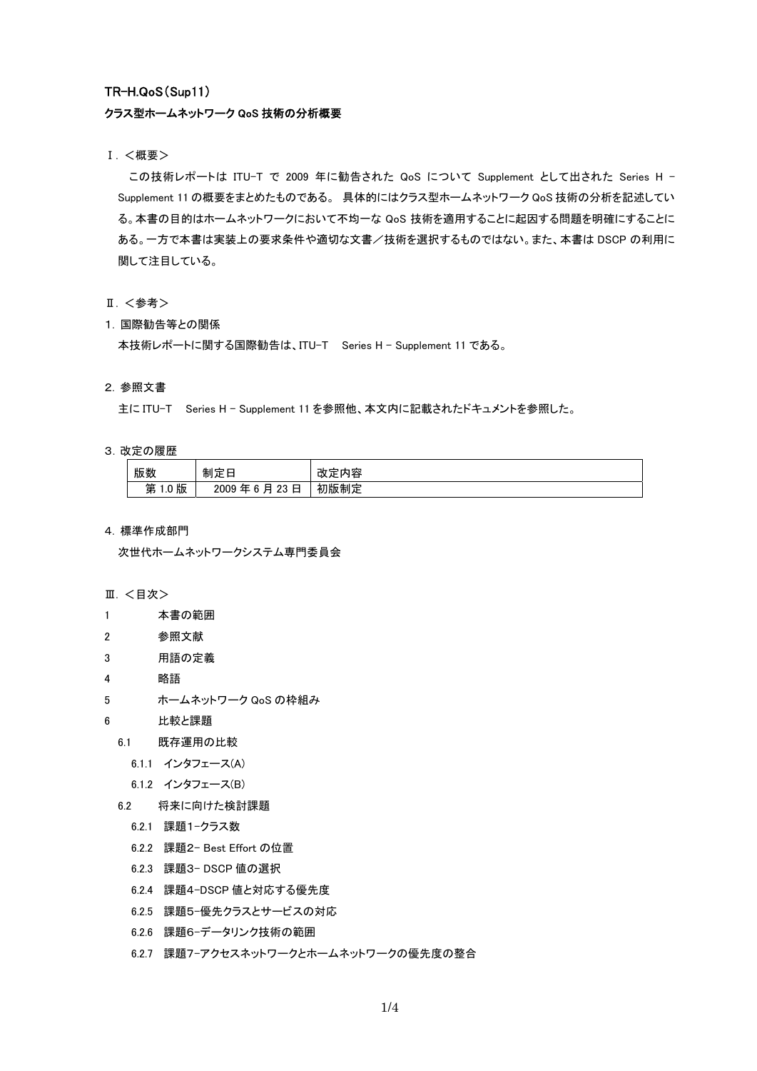TR-H.QoS（Sup11）

**クラス型ホームネットワーク QoS 技術の分析概要**

Ⅰ. ＜概要＞

この技術レポートは ITU-T で 2009 年に勧告された QoS について Supplement として出された Series H – Supplement 11 の概要をまとめたものである。 具体的にはクラス型ホームネットワーク QoS 技術の分析を記述している。本書の目的はホームネットワークにおいて不均一な QoS 技術を適用することに起因する問題を明確にすることにある。一方で本書は実装上の要求条件や適切な文書／技術を選択するものではない。また、本書は DSCP の利用に関して注目している。

Ⅱ. ＜参考＞

1. 国際勧告等との関係

本技術レポートに関する国際勧告は、ITU-T　Series H – Supplement 11 である。

2. 参照文書

主に ITU-T　Series H – Supplement 11 を参照他、本文内に記載されたドキュメントを参照した。

3. 改定の履歴

| 版数 | 制定日 | 改定内容 |
|---|---|---|
| 第 1.0 版 | 2009 年 6 月 23 日 | 初版制定 |

4. 標準作成部門

次世代ホームネットワークシステム専門委員会

Ⅲ. ＜目次＞

- 1　本書の範囲
- 2　参照文献
- 3　用語の定義
- 4　略語
- 5　ホームネットワーク QoS の枠組み
- 6　比較と課題
  - 6.1　既存運用の比較
    - 6.1.1　インタフェース(A)
    - 6.1.2　インタフェース(B)
  - 6.2　将来に向けた検討課題
    - 6.2.1　課題1-クラス数
    - 6.2.2　課題2- Best Effort の位置
    - 6.2.3　課題3- DSCP 値の選択
    - 6.2.4　課題4-DSCP 値と対応する優先度
    - 6.2.5　課題5-優先クラスとサービスの対応
    - 6.2.6　課題6-データリンク技術の範囲
    - 6.2.7　課題7-アクセスネットワークとホームネットワークの優先度の整合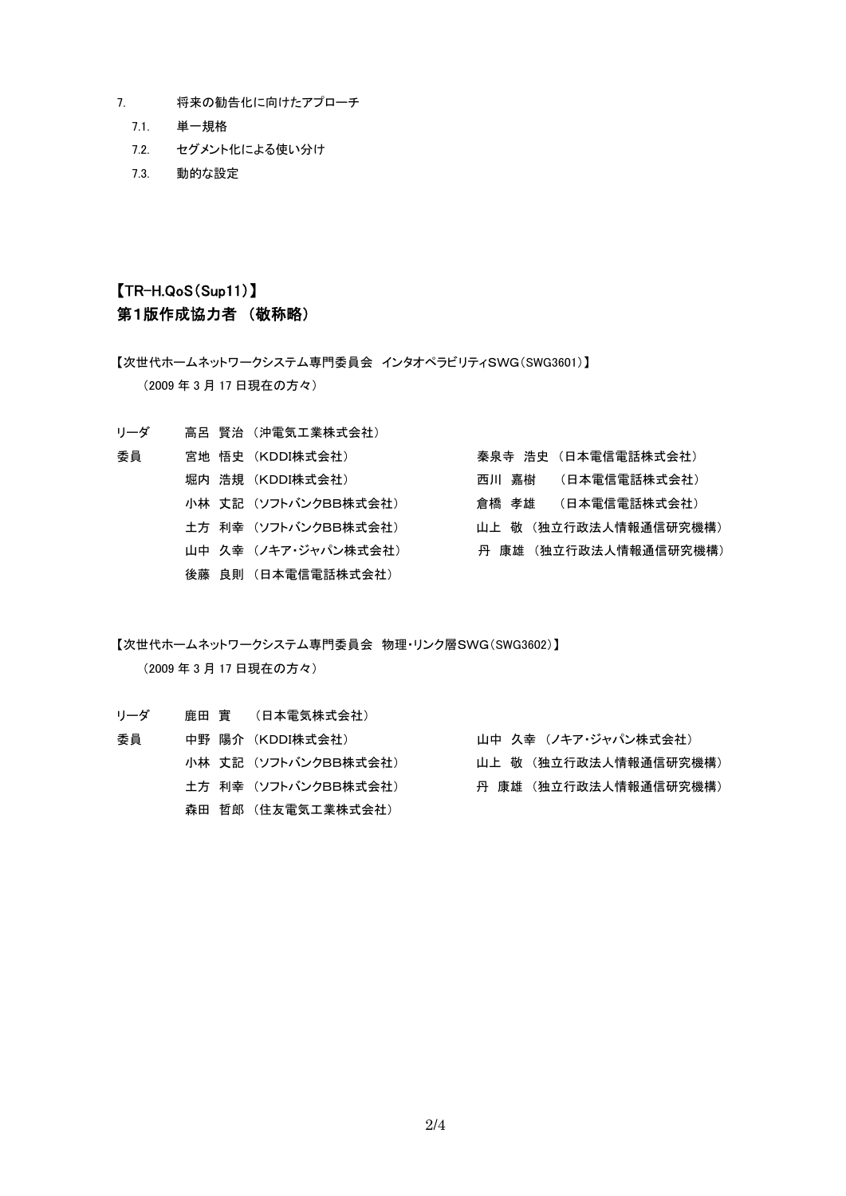7. 将来の勧告化に向けたアプローチ
   - 7.1. 単一規格
   - 7.2. セグメント化による使い分け
   - 7.3. 動的な設定

## 【TR-H.QoS（Sup11）】
## 第1版作成協力者 （敬称略）

【次世代ホームネットワークシステム専門委員会　インタオペラビリティSWG（SWG3601）】

（2009 年 3 月 17 日現在の方々）

| | | |
|---|---|---|
| リーダ | 高呂 賢治 （沖電気工業株式会社） | |
| 委員 | 宮地 悟史 （KDDI株式会社） | 秦泉寺 浩史 （日本電信電話株式会社） |
| | 堀内 浩規 （KDDI株式会社） | 西川 嘉樹 （日本電信電話株式会社） |
| | 小林 丈記 （ソフトバンクBB株式会社） | 倉橋 孝雄 （日本電信電話株式会社） |
| | 土方 利幸 （ソフトバンクBB株式会社） | 山上 敬 （独立行政法人情報通信研究機構） |
| | 山中 久幸 （ノキア・ジャパン株式会社） | 丹 康雄 （独立行政法人情報通信研究機構） |
| | 後藤 良則 （日本電信電話株式会社） | |

【次世代ホームネットワークシステム専門委員会　物理・リンク層SWG（SWG3602）】

（2009 年 3 月 17 日現在の方々）

| | | |
|---|---|---|
| リーダ | 鹿田 實 （日本電気株式会社） | |
| 委員 | 中野 陽介 （KDDI株式会社） | 山中 久幸 （ノキア・ジャパン株式会社） |
| | 小林 丈記 （ソフトバンクBB株式会社） | 山上 敬 （独立行政法人情報通信研究機構） |
| | 土方 利幸 （ソフトバンクBB株式会社） | 丹 康雄 （独立行政法人情報通信研究機構） |
| | 森田 哲郎 （住友電気工業株式会社） | |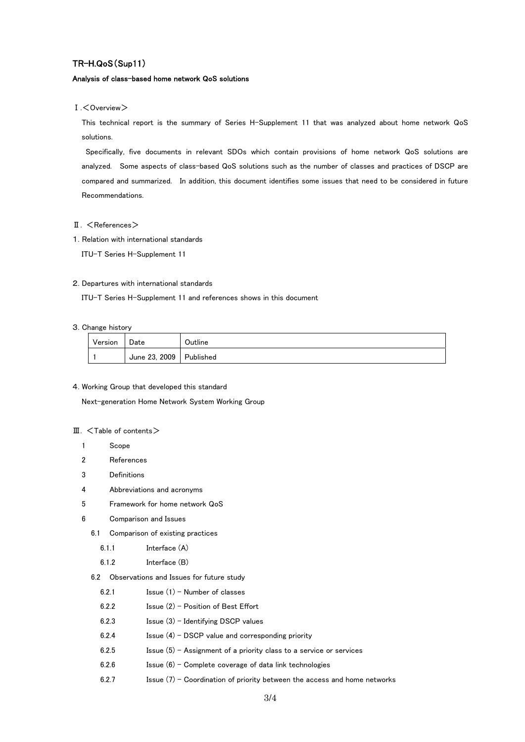# TR-H.QoS（Sup11）

**Analysis of class-based home network QoS solutions**

## Ⅰ.＜Overview＞

This technical report is the summary of Series H-Supplement 11 that was analyzed about home network QoS solutions.

Specifically, five documents in relevant SDOs which contain provisions of home network QoS solutions are analyzed. Some aspects of class-based QoS solutions such as the number of classes and practices of DSCP are compared and summarized. In addition, this document identifies some issues that need to be considered in future Recommendations.

## Ⅱ. ＜References＞

1. Relation with international standards

   ITU-T Series H-Supplement 11

2. Departures with international standards

   ITU-T Series H-Supplement 11 and references shows in this document

3. Change history

| Version | Date | Outline |
|---|---|---|
| 1 | June 23, 2009 | Published |

4. Working Group that developed this standard

   Next-generation Home Network System Working Group

## Ⅲ. ＜Table of contents＞

- 1 Scope
- 2 References
- 3 Definitions
- 4 Abbreviations and acronyms
- 5 Framework for home network QoS
- 6 Comparison and Issues
  - 6.1 Comparison of existing practices
    - 6.1.1 Interface (A)
    - 6.1.2 Interface (B)
  - 6.2 Observations and Issues for future study
    - 6.2.1 Issue (1) – Number of classes
    - 6.2.2 Issue (2) – Position of Best Effort
    - 6.2.3 Issue (3) – Identifying DSCP values
    - 6.2.4 Issue (4) – DSCP value and corresponding priority
    - 6.2.5 Issue (5) – Assignment of a priority class to a service or services
    - 6.2.6 Issue (6) – Complete coverage of data link technologies
    - 6.2.7 Issue (7) – Coordination of priority between the access and home networks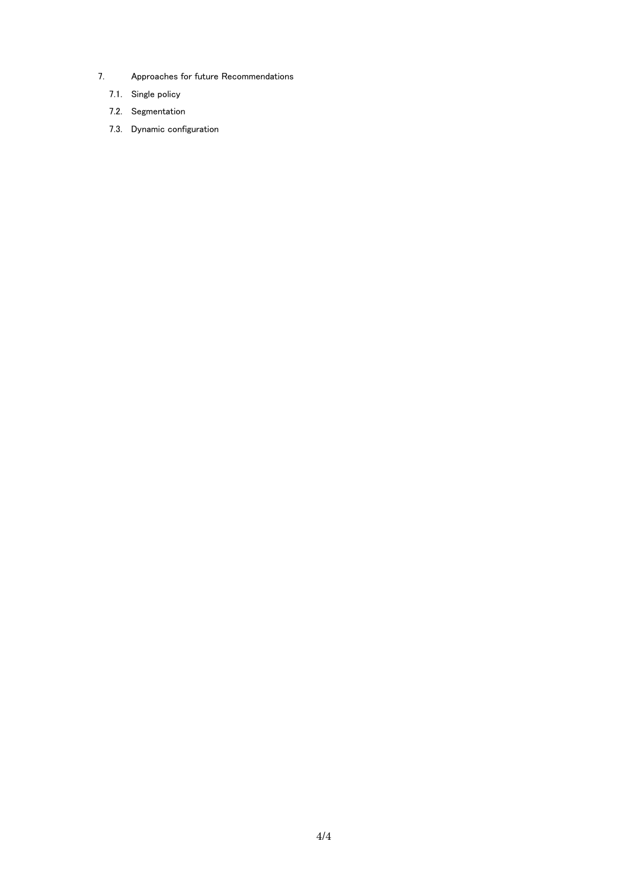## 7. Approaches for future Recommendations

### 7.1. Single policy

### 7.2. Segmentation

### 7.3. Dynamic configuration